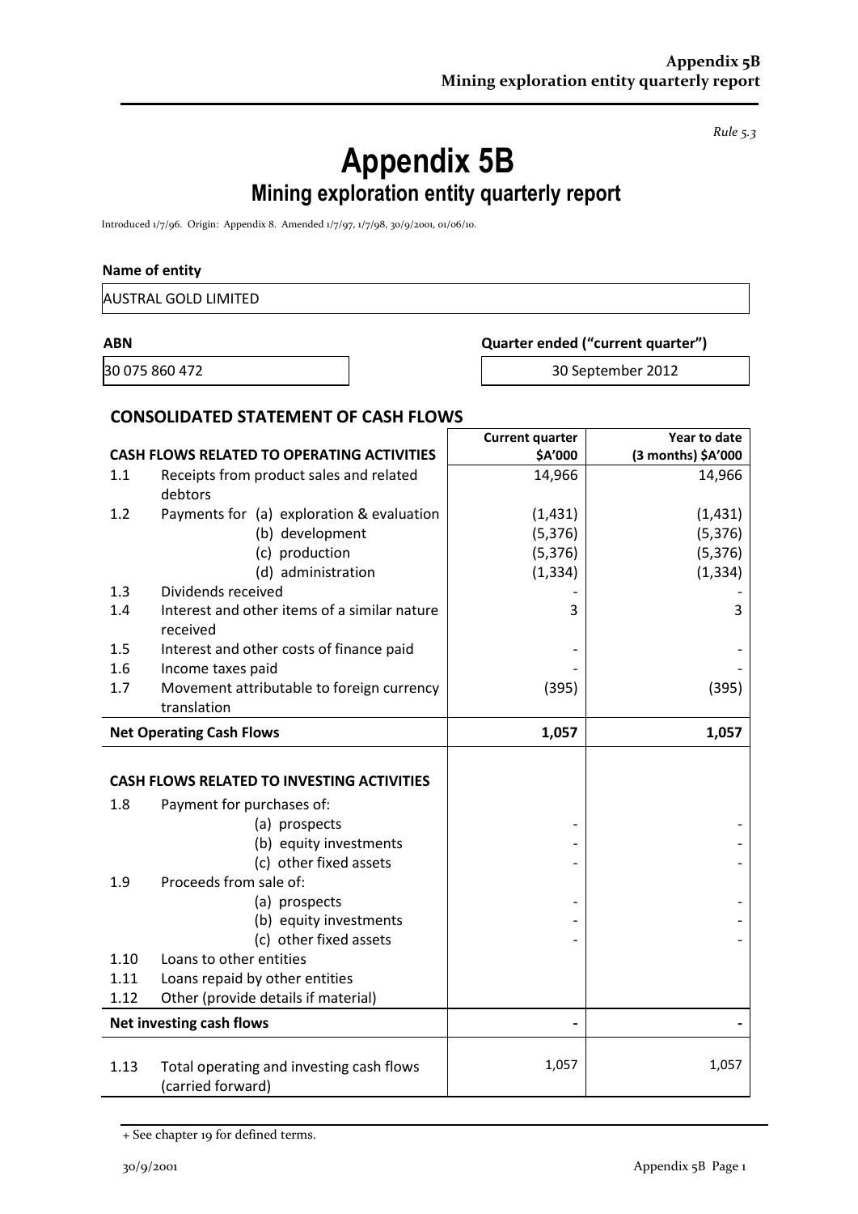*Rule 5.3*

# Appendix 5B
## Mining exploration entity quarterly report

Introduced 1/7/96. Origin: Appendix 8. Amended 1/7/97, 1/7/98, 30/9/2001, 01/06/10.

**Name of entity**

AUSTRAL GOLD LIMITED

| **ABN** | **Quarter ended ("current quarter")** |
|---|---|
| 30 075 860 472 | 30 September 2012 |

### CONSOLIDATED STATEMENT OF CASH FLOWS

| | **CASH FLOWS RELATED TO OPERATING ACTIVITIES** | **Current quarter \$A'000** | **Year to date (3 months) \$A'000** |
|---|---|---|---|
| 1.1 | Receipts from product sales and related debtors | 14,966 | 14,966 |
| 1.2 | Payments for (a) exploration & evaluation | (1,431) | (1,431) |
| | (b) development | (5,376) | (5,376) |
| | (c) production | (5,376) | (5,376) |
| | (d) administration | (1,334) | (1,334) |
| 1.3 | Dividends received | - | - |
| 1.4 | Interest and other items of a similar nature received | 3 | 3 |
| 1.5 | Interest and other costs of finance paid | - | - |
| 1.6 | Income taxes paid | - | - |
| 1.7 | Movement attributable to foreign currency translation | (395) | (395) |
| | **Net Operating Cash Flows** | **1,057** | **1,057** |
| | | | |
| | **CASH FLOWS RELATED TO INVESTING ACTIVITIES** | | |
| 1.8 | Payment for purchases of: | | |
| | (a) prospects | - | - |
| | (b) equity investments | - | - |
| | (c) other fixed assets | - | - |
| 1.9 | Proceeds from sale of: | | |
| | (a) prospects | - | - |
| | (b) equity investments | - | - |
| | (c) other fixed assets | - | - |
| 1.10 | Loans to other entities | | |
| 1.11 | Loans repaid by other entities | | |
| 1.12 | Other (provide details if material) | | |
| | **Net investing cash flows** | **-** | **-** |
| 1.13 | Total operating and investing cash flows (carried forward) | 1,057 | 1,057 |

+ See chapter 19 for defined terms.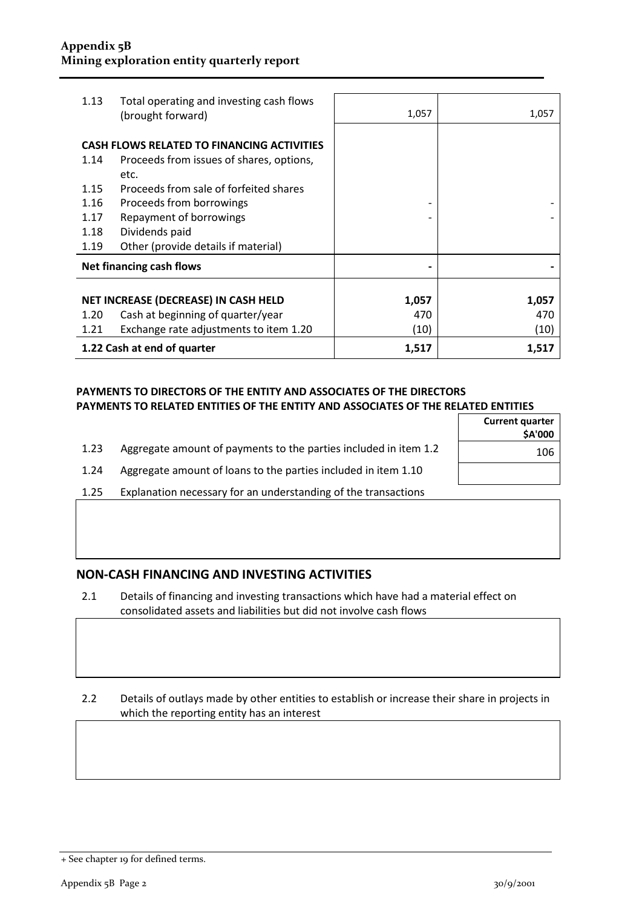| | | | |
|---|---|---|---|
| 1.13 | Total operating and investing cash flows (brought forward) | 1,057 | 1,057 |
| | **CASH FLOWS RELATED TO FINANCING ACTIVITIES** | | |
| 1.14 | Proceeds from issues of shares, options, etc. | | |
| 1.15 | Proceeds from sale of forfeited shares | | |
| 1.16 | Proceeds from borrowings | - | - |
| 1.17 | Repayment of borrowings | - | - |
| 1.18 | Dividends paid | | |
| 1.19 | Other (provide details if material) | | |
| | **Net financing cash flows** | **-** | **-** |
| | **NET INCREASE (DECREASE) IN CASH HELD** | **1,057** | **1,057** |
| 1.20 | Cash at beginning of quarter/year | 470 | 470 |
| 1.21 | Exchange rate adjustments to item 1.20 | (10) | (10) |
| | **1.22 Cash at end of quarter** | **1,517** | **1,517** |

**PAYMENTS TO DIRECTORS OF THE ENTITY AND ASSOCIATES OF THE DIRECTORS**
**PAYMENTS TO RELATED ENTITIES OF THE ENTITY AND ASSOCIATES OF THE RELATED ENTITIES**

| | | **Current quarter $A'000** |
|---|---|---|
| 1.23 | Aggregate amount of payments to the parties included in item 1.2 | 106 |
| 1.24 | Aggregate amount of loans to the parties included in item 1.10 | |

1.25 Explanation necessary for an understanding of the transactions

## NON-CASH FINANCING AND INVESTING ACTIVITIES

2.1 Details of financing and investing transactions which have had a material effect on consolidated assets and liabilities but did not involve cash flows

2.2 Details of outlays made by other entities to establish or increase their share in projects in which the reporting entity has an interest

+ See chapter 19 for defined terms.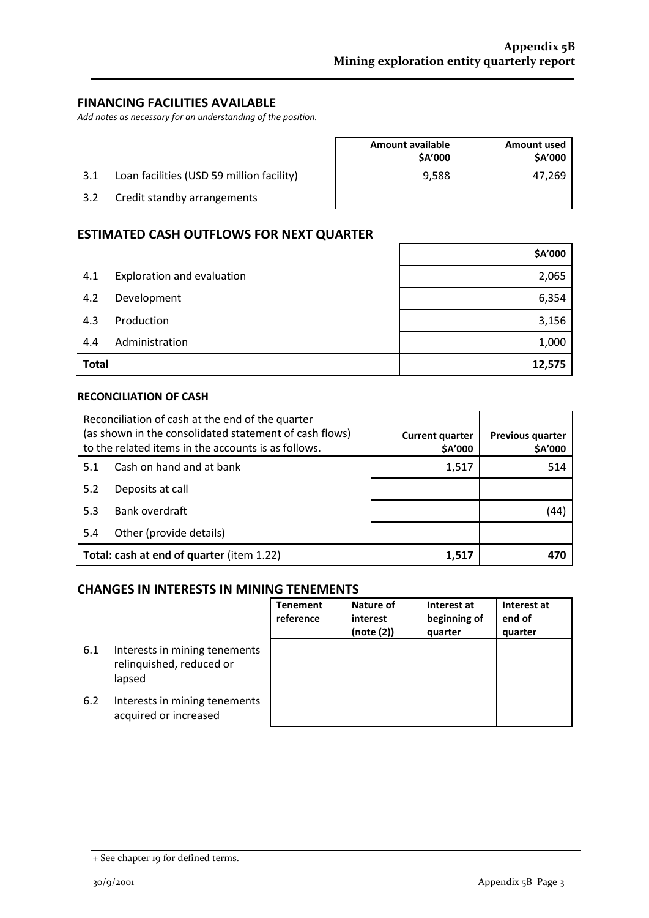## FINANCING FACILITIES AVAILABLE

*Add notes as necessary for an understanding of the position.*

| | | Amount available $A'000 | Amount used $A'000 |
|---|---|---|---|
| 3.1 | Loan facilities (USD 59 million facility) | 9,588 | 47,269 |
| 3.2 | Credit standby arrangements | | |

## ESTIMATED CASH OUTFLOWS FOR NEXT QUARTER

| | | $A'000 |
|---|---|---|
| 4.1 | Exploration and evaluation | 2,065 |
| 4.2 | Development | 6,354 |
| 4.3 | Production | 3,156 |
| 4.4 | Administration | 1,000 |
| **Total** | | **12,575** |

### RECONCILIATION OF CASH

| Reconciliation of cash at the end of the quarter (as shown in the consolidated statement of cash flows) to the related items in the accounts is as follows. | | Current quarter $A'000 | Previous quarter $A'000 |
|---|---|---|---|
| 5.1 | Cash on hand and at bank | 1,517 | 514 |
| 5.2 | Deposits at call | | |
| 5.3 | Bank overdraft | | (44) |
| 5.4 | Other (provide details) | | |
| **Total: cash at end of quarter** (item 1.22) | | **1,517** | **470** |

## CHANGES IN INTERESTS IN MINING TENEMENTS

| | | Tenement reference | Nature of interest (note (2)) | Interest at beginning of quarter | Interest at end of quarter |
|---|---|---|---|---|---|
| 6.1 | Interests in mining tenements relinquished, reduced or lapsed | | | | |
| 6.2 | Interests in mining tenements acquired or increased | | | | |

+ See chapter 19 for defined terms.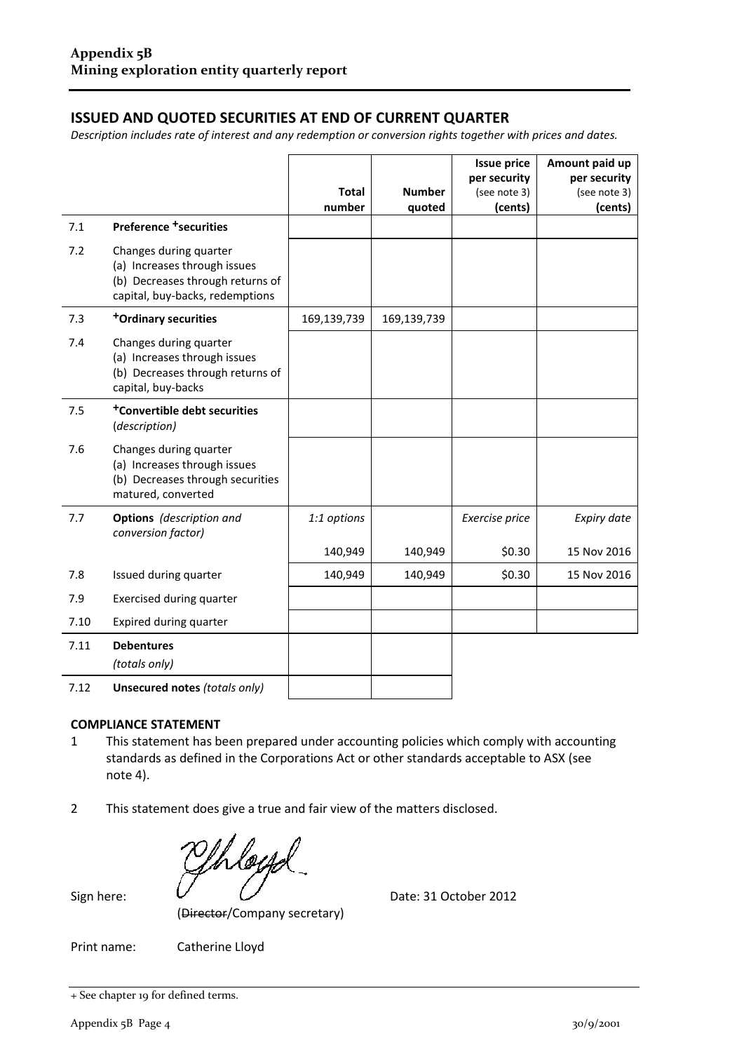**Appendix 5B**
**Mining exploration entity quarterly report**

## ISSUED AND QUOTED SECURITIES AT END OF CURRENT QUARTER

*Description includes rate of interest and any redemption or conversion rights together with prices and dates.*

| | | Total number | Number quoted | Issue price per security (see note 3) (cents) | Amount paid up per security (see note 3) (cents) |
|---|---|---|---|---|---|
| 7.1 | **Preference +securities** | | | | |
| 7.2 | Changes during quarter (a) Increases through issues (b) Decreases through returns of capital, buy-backs, redemptions | | | | |
| 7.3 | **+Ordinary securities** | 169,139,739 | 169,139,739 | | |
| 7.4 | Changes during quarter (a) Increases through issues (b) Decreases through returns of capital, buy-backs | | | | |
| 7.5 | **+Convertible debt securities** (*description*) | | | | |
| 7.6 | Changes during quarter (a) Increases through issues (b) Decreases through securities matured, converted | | | | |
| 7.7 | **Options** *(description and conversion factor)* | *1:1 options* | | *Exercise price* | *Expiry date* |
| | | 140,949 | 140,949 | $0.30 | 15 Nov 2016 |
| 7.8 | Issued during quarter | 140,949 | 140,949 | $0.30 | 15 Nov 2016 |
| 7.9 | Exercised during quarter | | | | |
| 7.10 | Expired during quarter | | | | |
| 7.11 | **Debentures** *(totals only)* | | | | |
| 7.12 | **Unsecured notes** *(totals only)* | | | | |

**COMPLIANCE STATEMENT**

1 This statement has been prepared under accounting policies which comply with accounting standards as defined in the Corporations Act or other standards acceptable to ASX (see note 4).

2 This statement does give a true and fair view of the matters disclosed.

Sign here: Date: 31 October 2012

(~~Director~~/Company secretary)

Print name: Catherine Lloyd

+ See chapter 19 for defined terms.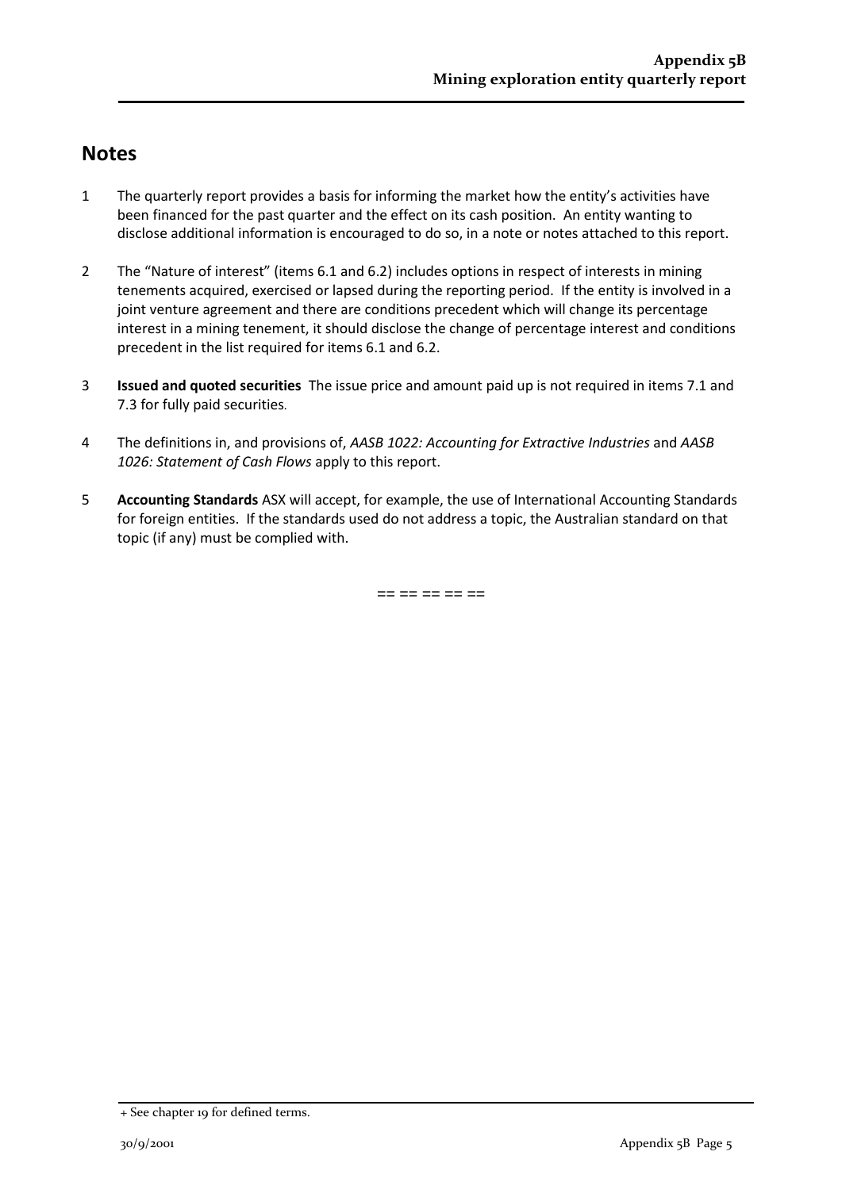## Notes

1. The quarterly report provides a basis for informing the market how the entity's activities have been financed for the past quarter and the effect on its cash position. An entity wanting to disclose additional information is encouraged to do so, in a note or notes attached to this report.

2. The "Nature of interest" (items 6.1 and 6.2) includes options in respect of interests in mining tenements acquired, exercised or lapsed during the reporting period. If the entity is involved in a joint venture agreement and there are conditions precedent which will change its percentage interest in a mining tenement, it should disclose the change of percentage interest and conditions precedent in the list required for items 6.1 and 6.2.

3. **Issued and quoted securities** The issue price and amount paid up is not required in items 7.1 and 7.3 for fully paid securities.

4. The definitions in, and provisions of, *AASB 1022: Accounting for Extractive Industries* and *AASB 1026: Statement of Cash Flows* apply to this report.

5. **Accounting Standards** ASX will accept, for example, the use of International Accounting Standards for foreign entities. If the standards used do not address a topic, the Australian standard on that topic (if any) must be complied with.

== == == == ==